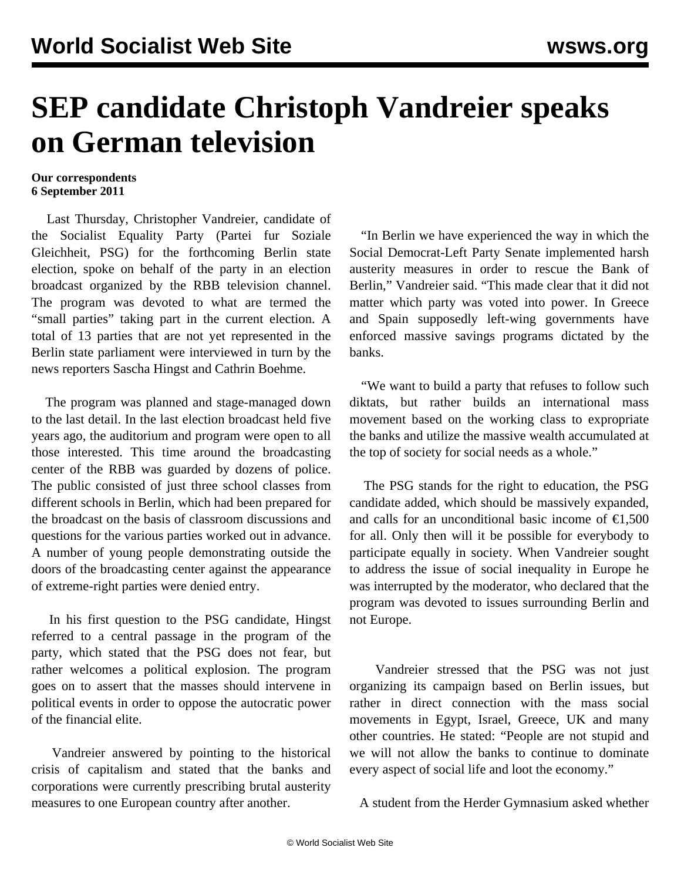# SEP candidate Christoph Vandreier speaks on German television

**Our correspondents**
**6 September 2011**

Last Thursday, Christopher Vandreier, candidate of the Socialist Equality Party (Partei fur Soziale Gleichheit, PSG) for the forthcoming Berlin state election, spoke on behalf of the party in an election broadcast organized by the RBB television channel. The program was devoted to what are termed the "small parties" taking part in the current election. A total of 13 parties that are not yet represented in the Berlin state parliament were interviewed in turn by the news reporters Sascha Hingst and Cathrin Boehme.

The program was planned and stage-managed down to the last detail. In the last election broadcast held five years ago, the auditorium and program were open to all those interested. This time around the broadcasting center of the RBB was guarded by dozens of police. The public consisted of just three school classes from different schools in Berlin, which had been prepared for the broadcast on the basis of classroom discussions and questions for the various parties worked out in advance. A number of young people demonstrating outside the doors of the broadcasting center against the appearance of extreme-right parties were denied entry.

In his first question to the PSG candidate, Hingst referred to a central passage in the program of the party, which stated that the PSG does not fear, but rather welcomes a political explosion. The program goes on to assert that the masses should intervene in political events in order to oppose the autocratic power of the financial elite.

Vandreier answered by pointing to the historical crisis of capitalism and stated that the banks and corporations were currently prescribing brutal austerity measures to one European country after another.

"In Berlin we have experienced the way in which the Social Democrat-Left Party Senate implemented harsh austerity measures in order to rescue the Bank of Berlin," Vandreier said. "This made clear that it did not matter which party was voted into power. In Greece and Spain supposedly left-wing governments have enforced massive savings programs dictated by the banks.

"We want to build a party that refuses to follow such diktats, but rather builds an international mass movement based on the working class to expropriate the banks and utilize the massive wealth accumulated at the top of society for social needs as a whole."

The PSG stands for the right to education, the PSG candidate added, which should be massively expanded, and calls for an unconditional basic income of €1,500 for all. Only then will it be possible for everybody to participate equally in society. When Vandreier sought to address the issue of social inequality in Europe he was interrupted by the moderator, who declared that the program was devoted to issues surrounding Berlin and not Europe.

Vandreier stressed that the PSG was not just organizing its campaign based on Berlin issues, but rather in direct connection with the mass social movements in Egypt, Israel, Greece, UK and many other countries. He stated: "People are not stupid and we will not allow the banks to continue to dominate every aspect of social life and loot the economy."

A student from the Herder Gymnasium asked whether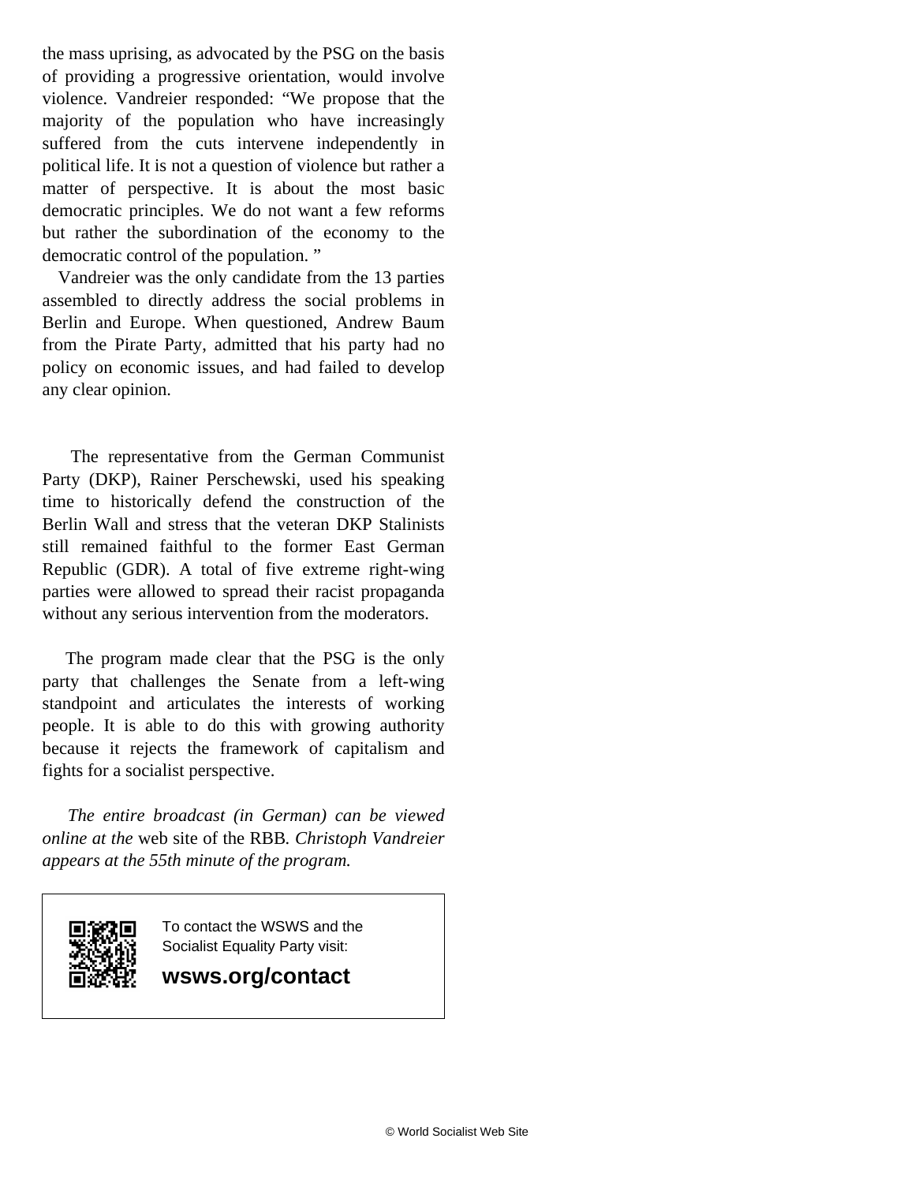the mass uprising, as advocated by the PSG on the basis of providing a progressive orientation, would involve violence. Vandreier responded: "We propose that the majority of the population who have increasingly suffered from the cuts intervene independently in political life. It is not a question of violence but rather a matter of perspective. It is about the most basic democratic principles. We do not want a few reforms but rather the subordination of the economy to the democratic control of the population. "

Vandreier was the only candidate from the 13 parties assembled to directly address the social problems in Berlin and Europe. When questioned, Andrew Baum from the Pirate Party, admitted that his party had no policy on economic issues, and had failed to develop any clear opinion.

The representative from the German Communist Party (DKP), Rainer Perschewski, used his speaking time to historically defend the construction of the Berlin Wall and stress that the veteran DKP Stalinists still remained faithful to the former East German Republic (GDR). A total of five extreme right-wing parties were allowed to spread their racist propaganda without any serious intervention from the moderators.

The program made clear that the PSG is the only party that challenges the Senate from a left-wing standpoint and articulates the interests of working people. It is able to do this with growing authority because it rejects the framework of capitalism and fights for a socialist perspective.

*The entire broadcast (in German) can be viewed online at the* web site of the RBB*. Christoph Vandreier appears at the 55th minute of the program.*

To contact the WSWS and the Socialist Equality Party visit:

**wsws.org/contact**